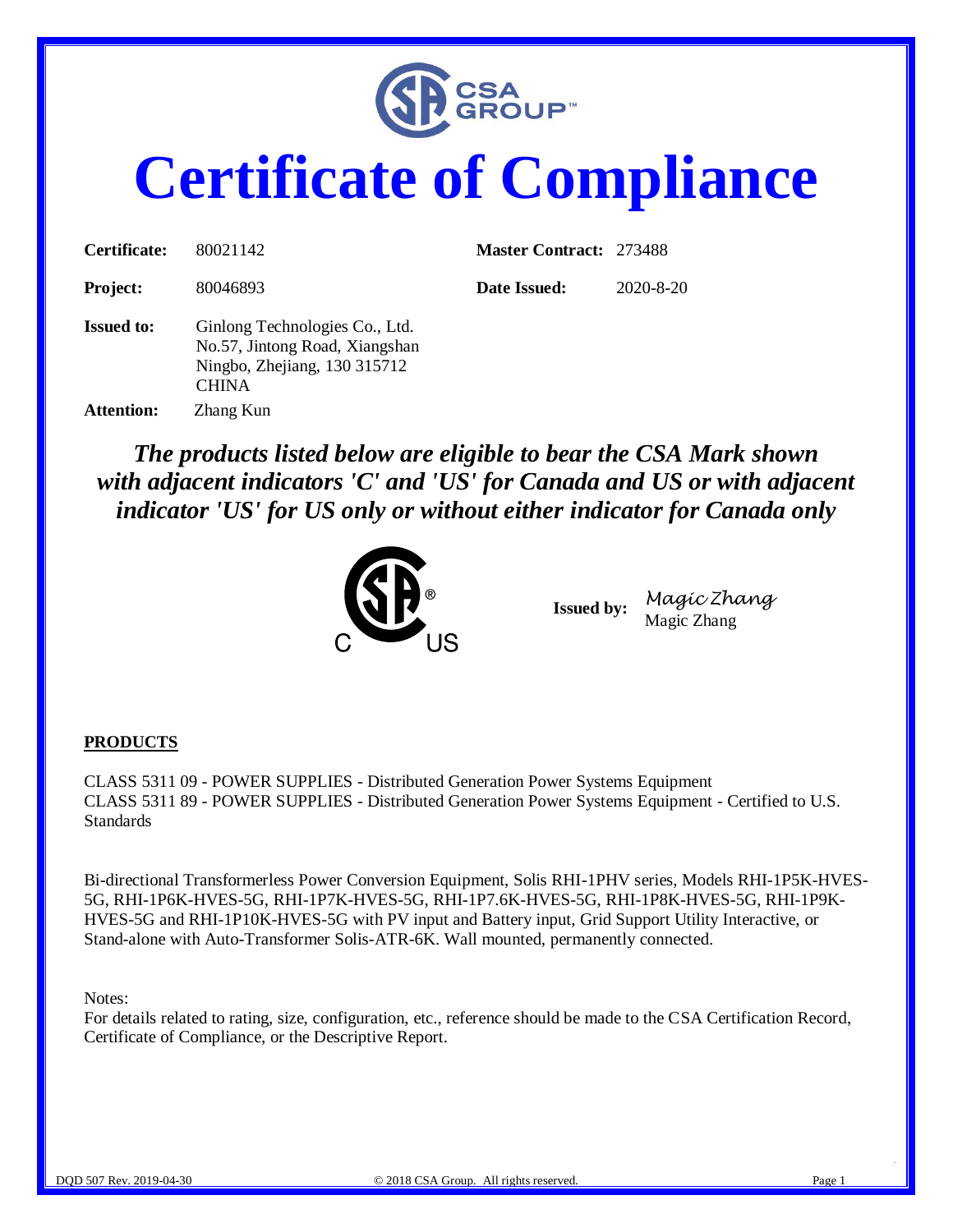# Certificate of Compliance

| | | | |
|---|---|---|---|
| **Certificate:** | 80021142 | **Master Contract:** | 273488 |
| **Project:** | 80046893 | **Date Issued:** | 2020-8-20 |

**Issued to:** Ginlong Technologies Co., Ltd.
No.57, Jintong Road, Xiangshan
Ningbo, Zhejiang, 130 315712
CHINA

**Attention:** Zhang Kun

***The products listed below are eligible to bear the CSA Mark shown with adjacent indicators 'C' and 'US' for Canada and US or with adjacent indicator 'US' for US only or without either indicator for Canada only***

**Issued by:** Magic Zhang
Magic Zhang

**PRODUCTS**

CLASS 5311 09 - POWER SUPPLIES - Distributed Generation Power Systems Equipment
CLASS 5311 89 - POWER SUPPLIES - Distributed Generation Power Systems Equipment - Certified to U.S. Standards

Bi-directional Transformerless Power Conversion Equipment, Solis RHI-1PHV series, Models RHI-1P5K-HVES-5G, RHI-1P6K-HVES-5G, RHI-1P7K-HVES-5G, RHI-1P7.6K-HVES-5G, RHI-1P8K-HVES-5G, RHI-1P9K-HVES-5G and RHI-1P10K-HVES-5G with PV input and Battery input, Grid Support Utility Interactive, or Stand-alone with Auto-Transformer Solis-ATR-6K. Wall mounted, permanently connected.

Notes:
For details related to rating, size, configuration, etc., reference should be made to the CSA Certification Record, Certificate of Compliance, or the Descriptive Report.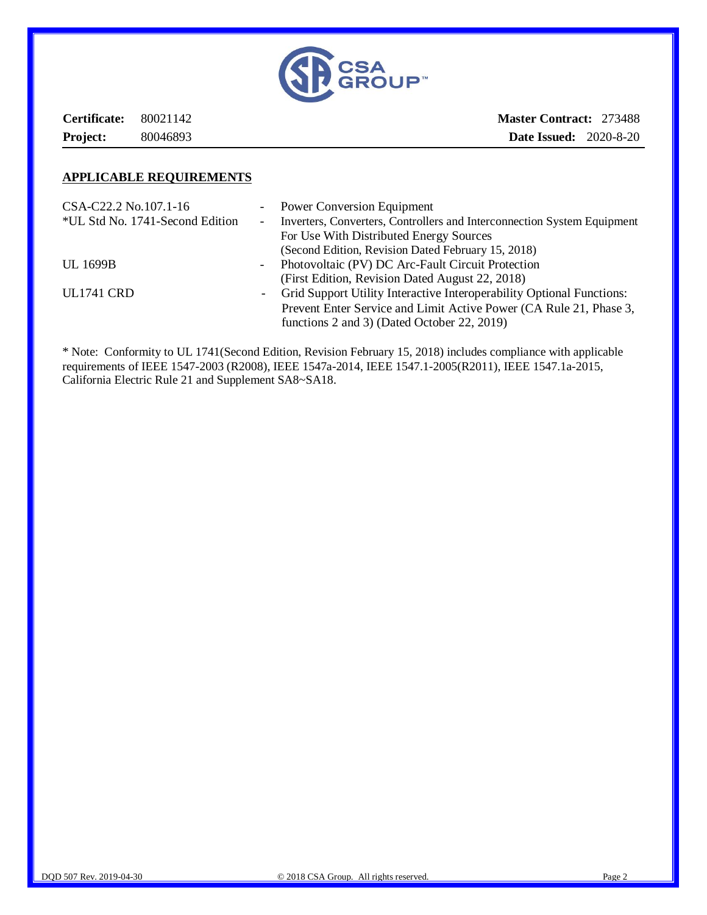**Certificate:** 80021142 **Master Contract:** 273488
**Project:** 80046893 **Date Issued:** 2020-8-20

## APPLICABLE REQUIREMENTS

| | | |
|---|---|---|
| CSA-C22.2 No.107.1-16 | - | Power Conversion Equipment |
| *UL Std No. 1741-Second Edition | - | Inverters, Converters, Controllers and Interconnection System Equipment For Use With Distributed Energy Sources (Second Edition, Revision Dated February 15, 2018) |
| UL 1699B | - | Photovoltaic (PV) DC Arc-Fault Circuit Protection (First Edition, Revision Dated August 22, 2018) |
| UL1741 CRD | - | Grid Support Utility Interactive Interoperability Optional Functions: Prevent Enter Service and Limit Active Power (CA Rule 21, Phase 3, functions 2 and 3) (Dated October 22, 2019) |

* Note: Conformity to UL 1741(Second Edition, Revision February 15, 2018) includes compliance with applicable requirements of IEEE 1547-2003 (R2008), IEEE 1547a-2014, IEEE 1547.1-2005(R2011), IEEE 1547.1a-2015, California Electric Rule 21 and Supplement SA8~SA18.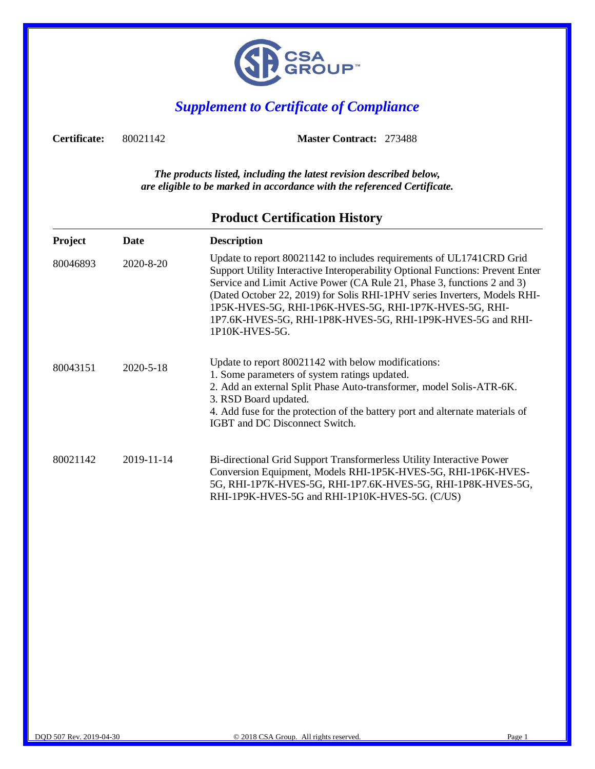# *Supplement to Certificate of Compliance*

**Certificate:** 80021142 **Master Contract:** 273488

***The products listed, including the latest revision described below, are eligible to be marked in accordance with the referenced Certificate.***

## Product Certification History

| Project | Date | Description |
|---|---|---|
| 80046893 | 2020-8-20 | Update to report 80021142 to includes requirements of UL1741CRD Grid Support Utility Interactive Interoperability Optional Functions: Prevent Enter Service and Limit Active Power (CA Rule 21, Phase 3, functions 2 and 3) (Dated October 22, 2019) for Solis RHI-1PHV series Inverters, Models RHI-1P5K-HVES-5G, RHI-1P6K-HVES-5G, RHI-1P7K-HVES-5G, RHI-1P7.6K-HVES-5G, RHI-1P8K-HVES-5G, RHI-1P9K-HVES-5G and RHI-1P10K-HVES-5G. |
| 80043151 | 2020-5-18 | Update to report 80021142 with below modifications:<br>1. Some parameters of system ratings updated.<br>2. Add an external Split Phase Auto-transformer, model Solis-ATR-6K.<br>3. RSD Board updated.<br>4. Add fuse for the protection of the battery port and alternate materials of IGBT and DC Disconnect Switch. |
| 80021142 | 2019-11-14 | Bi-directional Grid Support Transformerless Utility Interactive Power Conversion Equipment, Models RHI-1P5K-HVES-5G, RHI-1P6K-HVES-5G, RHI-1P7K-HVES-5G, RHI-1P7.6K-HVES-5G, RHI-1P8K-HVES-5G, RHI-1P9K-HVES-5G and RHI-1P10K-HVES-5G. (C/US) |